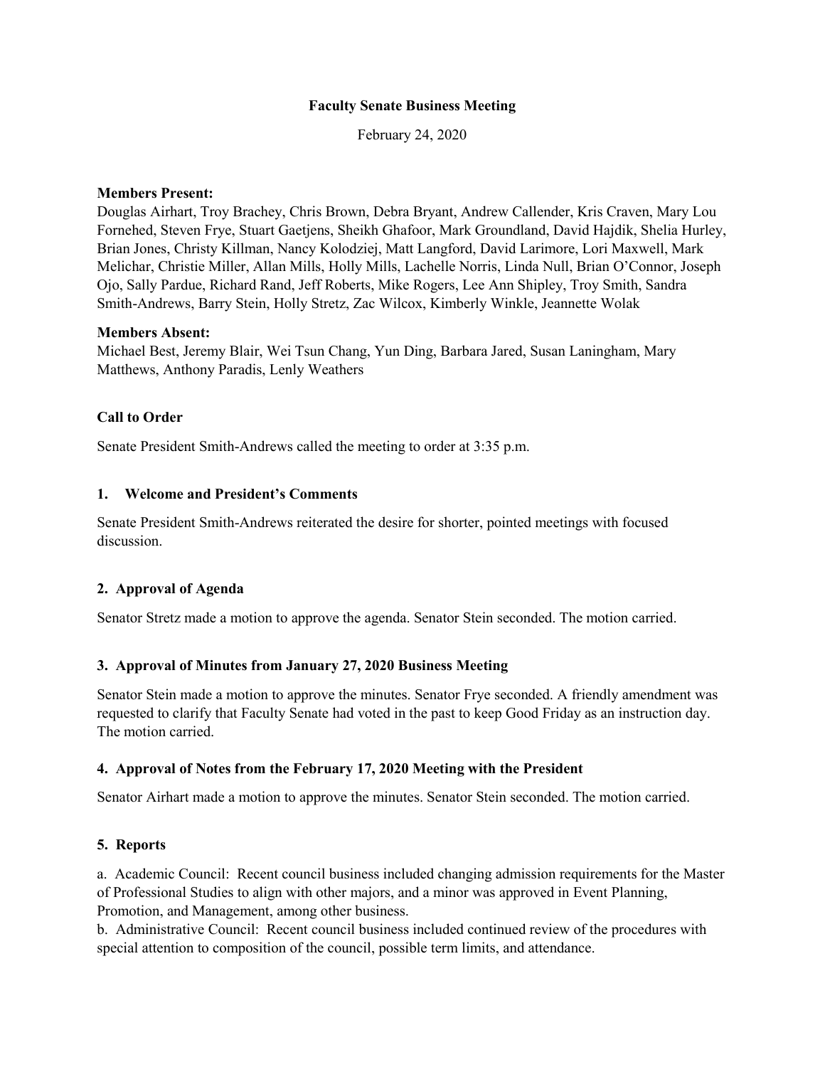**Faculty Senate Business Meeting**

February 24, 2020

**Members Present:**
Douglas Airhart, Troy Brachey, Chris Brown, Debra Bryant, Andrew Callender, Kris Craven, Mary Lou Fornehed, Steven Frye, Stuart Gaetjens, Sheikh Ghafoor, Mark Groundland, David Hajdik, Shelia Hurley, Brian Jones, Christy Killman, Nancy Kolodziej, Matt Langford, David Larimore, Lori Maxwell, Mark Melichar, Christie Miller, Allan Mills, Holly Mills, Lachelle Norris, Linda Null, Brian O'Connor, Joseph Ojo, Sally Pardue, Richard Rand, Jeff Roberts, Mike Rogers, Lee Ann Shipley, Troy Smith, Sandra Smith-Andrews, Barry Stein, Holly Stretz, Zac Wilcox, Kimberly Winkle, Jeannette Wolak

**Members Absent:**
Michael Best, Jeremy Blair, Wei Tsun Chang, Yun Ding, Barbara Jared, Susan Laningham, Mary Matthews, Anthony Paradis, Lenly Weathers

**Call to Order**

Senate President Smith-Andrews called the meeting to order at 3:35 p.m.

**1. Welcome and President's Comments**

Senate President Smith-Andrews reiterated the desire for shorter, pointed meetings with focused discussion.

**2. Approval of Agenda**

Senator Stretz made a motion to approve the agenda. Senator Stein seconded. The motion carried.

**3. Approval of Minutes from January 27, 2020 Business Meeting**

Senator Stein made a motion to approve the minutes. Senator Frye seconded. A friendly amendment was requested to clarify that Faculty Senate had voted in the past to keep Good Friday as an instruction day. The motion carried.

**4. Approval of Notes from the February 17, 2020 Meeting with the President**

Senator Airhart made a motion to approve the minutes. Senator Stein seconded. The motion carried.

**5. Reports**

a. Academic Council: Recent council business included changing admission requirements for the Master of Professional Studies to align with other majors, and a minor was approved in Event Planning, Promotion, and Management, among other business.
b. Administrative Council: Recent council business included continued review of the procedures with special attention to composition of the council, possible term limits, and attendance.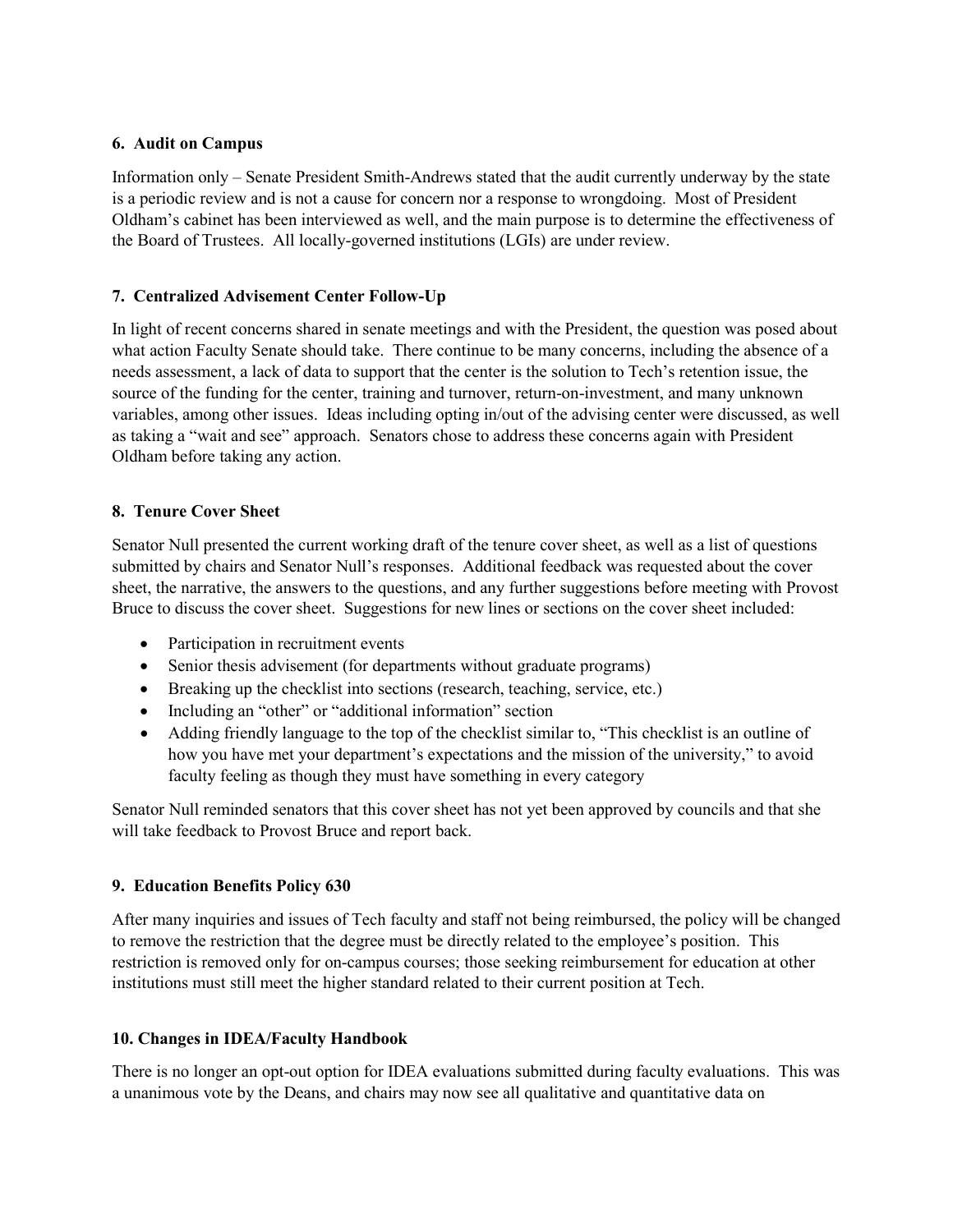### 6. Audit on Campus

Information only – Senate President Smith-Andrews stated that the audit currently underway by the state is a periodic review and is not a cause for concern nor a response to wrongdoing. Most of President Oldham's cabinet has been interviewed as well, and the main purpose is to determine the effectiveness of the Board of Trustees. All locally-governed institutions (LGIs) are under review.

### 7. Centralized Advisement Center Follow-Up

In light of recent concerns shared in senate meetings and with the President, the question was posed about what action Faculty Senate should take. There continue to be many concerns, including the absence of a needs assessment, a lack of data to support that the center is the solution to Tech's retention issue, the source of the funding for the center, training and turnover, return-on-investment, and many unknown variables, among other issues. Ideas including opting in/out of the advising center were discussed, as well as taking a "wait and see" approach. Senators chose to address these concerns again with President Oldham before taking any action.

### 8. Tenure Cover Sheet

Senator Null presented the current working draft of the tenure cover sheet, as well as a list of questions submitted by chairs and Senator Null's responses. Additional feedback was requested about the cover sheet, the narrative, the answers to the questions, and any further suggestions before meeting with Provost Bruce to discuss the cover sheet. Suggestions for new lines or sections on the cover sheet included:

- Participation in recruitment events
- Senior thesis advisement (for departments without graduate programs)
- Breaking up the checklist into sections (research, teaching, service, etc.)
- Including an "other" or "additional information" section
- Adding friendly language to the top of the checklist similar to, "This checklist is an outline of how you have met your department's expectations and the mission of the university," to avoid faculty feeling as though they must have something in every category

Senator Null reminded senators that this cover sheet has not yet been approved by councils and that she will take feedback to Provost Bruce and report back.

### 9. Education Benefits Policy 630

After many inquiries and issues of Tech faculty and staff not being reimbursed, the policy will be changed to remove the restriction that the degree must be directly related to the employee's position. This restriction is removed only for on-campus courses; those seeking reimbursement for education at other institutions must still meet the higher standard related to their current position at Tech.

### 10. Changes in IDEA/Faculty Handbook

There is no longer an opt-out option for IDEA evaluations submitted during faculty evaluations. This was a unanimous vote by the Deans, and chairs may now see all qualitative and quantitative data on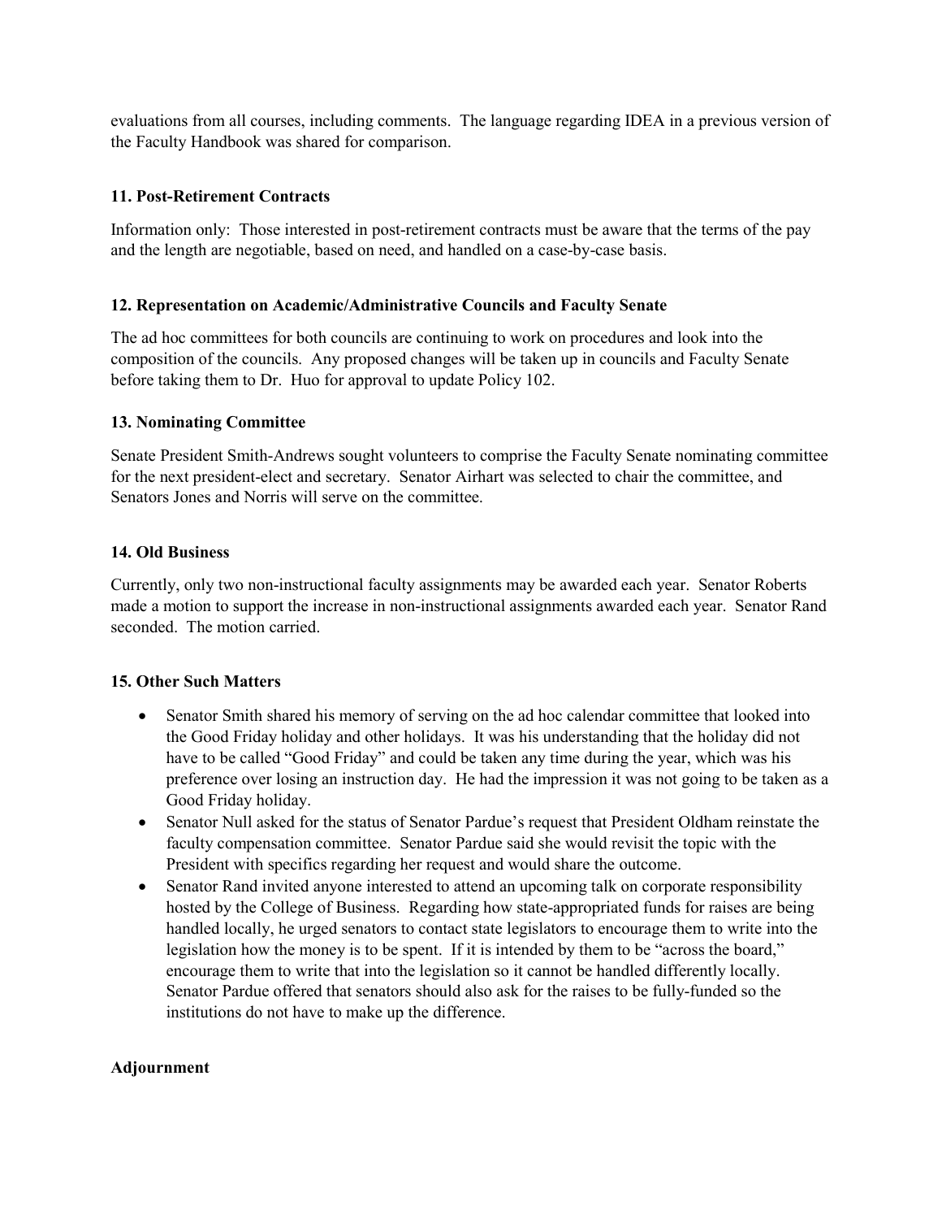evaluations from all courses, including comments. The language regarding IDEA in a previous version of the Faculty Handbook was shared for comparison.

**11. Post-Retirement Contracts**

Information only: Those interested in post-retirement contracts must be aware that the terms of the pay and the length are negotiable, based on need, and handled on a case-by-case basis.

**12. Representation on Academic/Administrative Councils and Faculty Senate**

The ad hoc committees for both councils are continuing to work on procedures and look into the composition of the councils. Any proposed changes will be taken up in councils and Faculty Senate before taking them to Dr. Huo for approval to update Policy 102.

**13. Nominating Committee**

Senate President Smith-Andrews sought volunteers to comprise the Faculty Senate nominating committee for the next president-elect and secretary. Senator Airhart was selected to chair the committee, and Senators Jones and Norris will serve on the committee.

**14. Old Business**

Currently, only two non-instructional faculty assignments may be awarded each year. Senator Roberts made a motion to support the increase in non-instructional assignments awarded each year. Senator Rand seconded. The motion carried.

**15. Other Such Matters**

- Senator Smith shared his memory of serving on the ad hoc calendar committee that looked into the Good Friday holiday and other holidays. It was his understanding that the holiday did not have to be called "Good Friday" and could be taken any time during the year, which was his preference over losing an instruction day. He had the impression it was not going to be taken as a Good Friday holiday.
- Senator Null asked for the status of Senator Pardue's request that President Oldham reinstate the faculty compensation committee. Senator Pardue said she would revisit the topic with the President with specifics regarding her request and would share the outcome.
- Senator Rand invited anyone interested to attend an upcoming talk on corporate responsibility hosted by the College of Business. Regarding how state-appropriated funds for raises are being handled locally, he urged senators to contact state legislators to encourage them to write into the legislation how the money is to be spent. If it is intended by them to be "across the board," encourage them to write that into the legislation so it cannot be handled differently locally. Senator Pardue offered that senators should also ask for the raises to be fully-funded so the institutions do not have to make up the difference.

**Adjournment**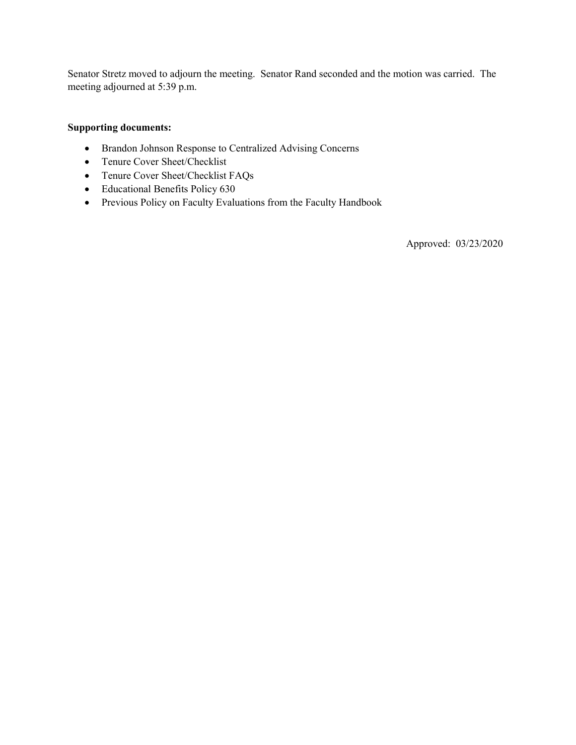Senator Stretz moved to adjourn the meeting. Senator Rand seconded and the motion was carried. The meeting adjourned at 5:39 p.m.

**Supporting documents:**

- Brandon Johnson Response to Centralized Advising Concerns
- Tenure Cover Sheet/Checklist
- Tenure Cover Sheet/Checklist FAQs
- Educational Benefits Policy 630
- Previous Policy on Faculty Evaluations from the Faculty Handbook

Approved: 03/23/2020